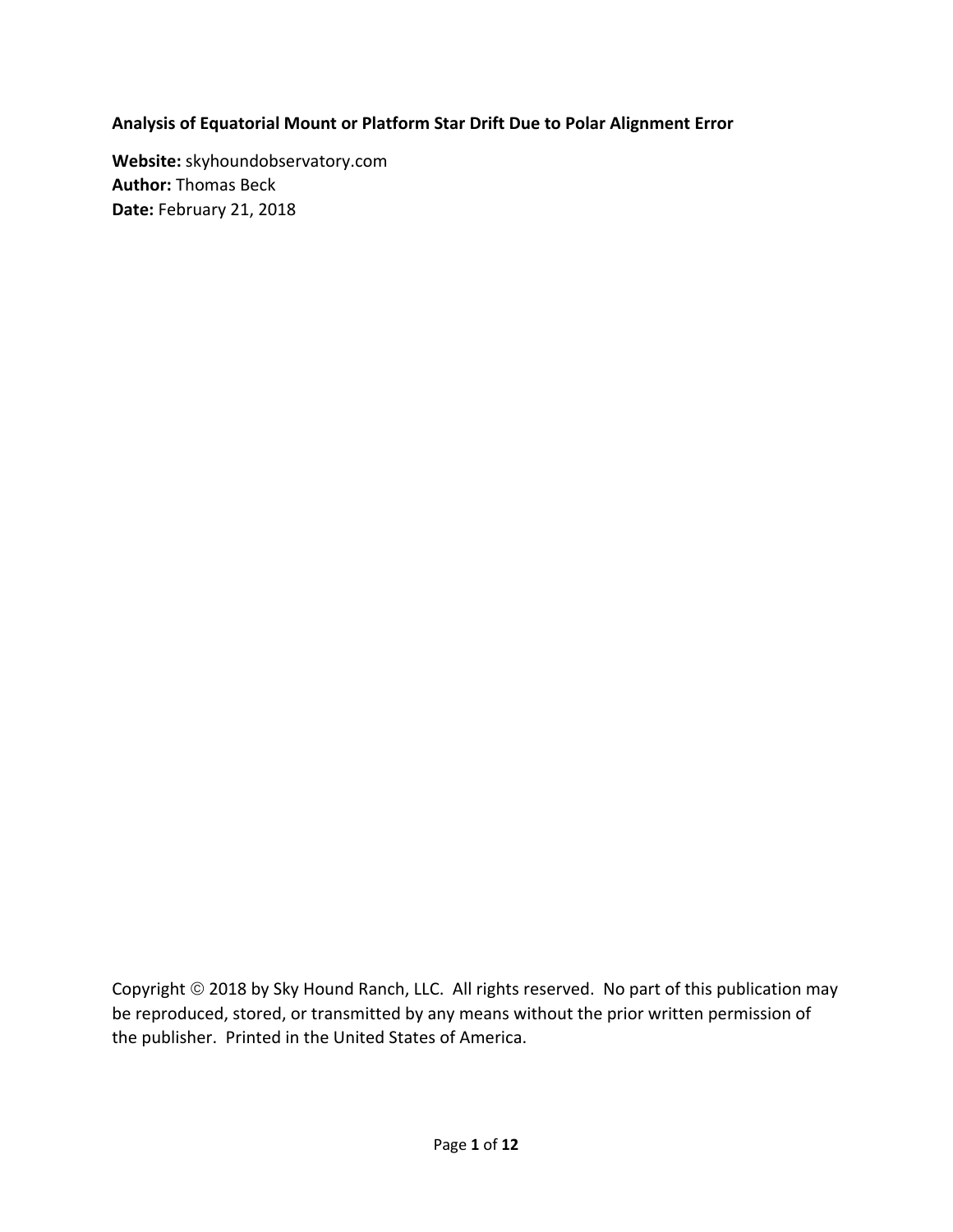**Analysis of Equatorial Mount or Platform Star Drift Due to Polar Alignment Error**

**Website:** skyhoundobservatory.com
**Author:** Thomas Beck
**Date:** February 21, 2018

Copyright © 2018 by Sky Hound Ranch, LLC. All rights reserved. No part of this publication may be reproduced, stored, or transmitted by any means without the prior written permission of the publisher. Printed in the United States of America.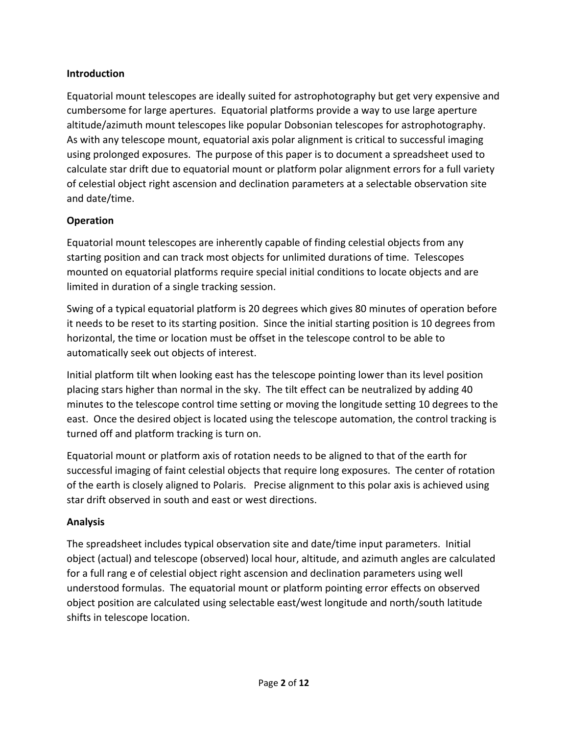**Introduction**

Equatorial mount telescopes are ideally suited for astrophotography but get very expensive and cumbersome for large apertures. Equatorial platforms provide a way to use large aperture altitude/azimuth mount telescopes like popular Dobsonian telescopes for astrophotography. As with any telescope mount, equatorial axis polar alignment is critical to successful imaging using prolonged exposures. The purpose of this paper is to document a spreadsheet used to calculate star drift due to equatorial mount or platform polar alignment errors for a full variety of celestial object right ascension and declination parameters at a selectable observation site and date/time.

**Operation**

Equatorial mount telescopes are inherently capable of finding celestial objects from any starting position and can track most objects for unlimited durations of time. Telescopes mounted on equatorial platforms require special initial conditions to locate objects and are limited in duration of a single tracking session.

Swing of a typical equatorial platform is 20 degrees which gives 80 minutes of operation before it needs to be reset to its starting position. Since the initial starting position is 10 degrees from horizontal, the time or location must be offset in the telescope control to be able to automatically seek out objects of interest.

Initial platform tilt when looking east has the telescope pointing lower than its level position placing stars higher than normal in the sky. The tilt effect can be neutralized by adding 40 minutes to the telescope control time setting or moving the longitude setting 10 degrees to the east. Once the desired object is located using the telescope automation, the control tracking is turned off and platform tracking is turn on.

Equatorial mount or platform axis of rotation needs to be aligned to that of the earth for successful imaging of faint celestial objects that require long exposures. The center of rotation of the earth is closely aligned to Polaris. Precise alignment to this polar axis is achieved using star drift observed in south and east or west directions.

**Analysis**

The spreadsheet includes typical observation site and date/time input parameters. Initial object (actual) and telescope (observed) local hour, altitude, and azimuth angles are calculated for a full rang e of celestial object right ascension and declination parameters using well understood formulas. The equatorial mount or platform pointing error effects on observed object position are calculated using selectable east/west longitude and north/south latitude shifts in telescope location.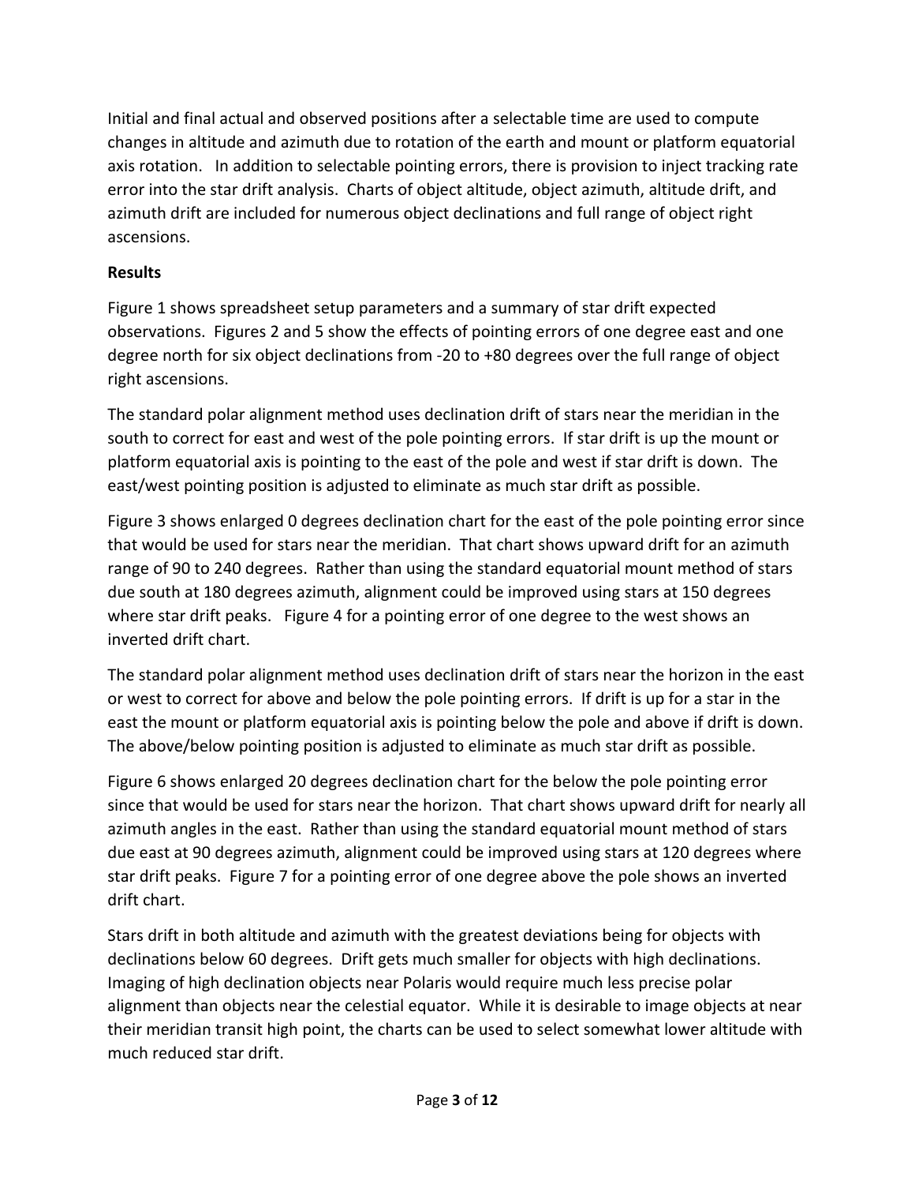Initial and final actual and observed positions after a selectable time are used to compute changes in altitude and azimuth due to rotation of the earth and mount or platform equatorial axis rotation. In addition to selectable pointing errors, there is provision to inject tracking rate error into the star drift analysis. Charts of object altitude, object azimuth, altitude drift, and azimuth drift are included for numerous object declinations and full range of object right ascensions.

**Results**

Figure 1 shows spreadsheet setup parameters and a summary of star drift expected observations. Figures 2 and 5 show the effects of pointing errors of one degree east and one degree north for six object declinations from -20 to +80 degrees over the full range of object right ascensions.

The standard polar alignment method uses declination drift of stars near the meridian in the south to correct for east and west of the pole pointing errors. If star drift is up the mount or platform equatorial axis is pointing to the east of the pole and west if star drift is down. The east/west pointing position is adjusted to eliminate as much star drift as possible.

Figure 3 shows enlarged 0 degrees declination chart for the east of the pole pointing error since that would be used for stars near the meridian. That chart shows upward drift for an azimuth range of 90 to 240 degrees. Rather than using the standard equatorial mount method of stars due south at 180 degrees azimuth, alignment could be improved using stars at 150 degrees where star drift peaks. Figure 4 for a pointing error of one degree to the west shows an inverted drift chart.

The standard polar alignment method uses declination drift of stars near the horizon in the east or west to correct for above and below the pole pointing errors. If drift is up for a star in the east the mount or platform equatorial axis is pointing below the pole and above if drift is down. The above/below pointing position is adjusted to eliminate as much star drift as possible.

Figure 6 shows enlarged 20 degrees declination chart for the below the pole pointing error since that would be used for stars near the horizon. That chart shows upward drift for nearly all azimuth angles in the east. Rather than using the standard equatorial mount method of stars due east at 90 degrees azimuth, alignment could be improved using stars at 120 degrees where star drift peaks. Figure 7 for a pointing error of one degree above the pole shows an inverted drift chart.

Stars drift in both altitude and azimuth with the greatest deviations being for objects with declinations below 60 degrees. Drift gets much smaller for objects with high declinations. Imaging of high declination objects near Polaris would require much less precise polar alignment than objects near the celestial equator. While it is desirable to image objects at near their meridian transit high point, the charts can be used to select somewhat lower altitude with much reduced star drift.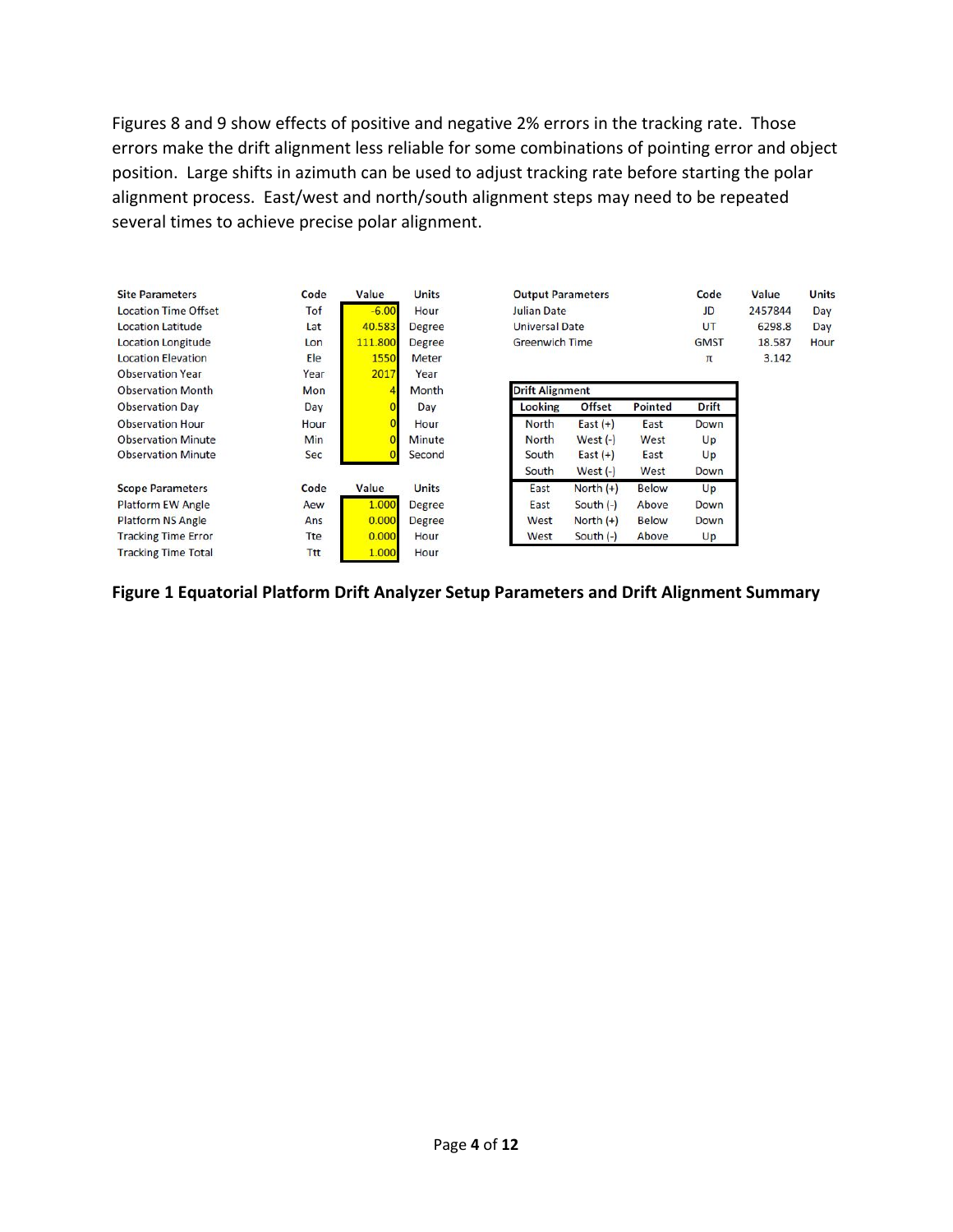Figures 8 and 9 show effects of positive and negative 2% errors in the tracking rate. Those errors make the drift alignment less reliable for some combinations of pointing error and object position. Large shifts in azimuth can be used to adjust tracking rate before starting the polar alignment process. East/west and north/south alignment steps may need to be repeated several times to achieve precise polar alignment.

| Site Parameters | Code | Value | Units |
|---|---|---|---|
| Location Time Offset | Tof | -6.00 | Hour |
| Location Latitude | Lat | 40.583 | Degree |
| Location Longitude | Lon | 111.800 | Degree |
| Location Elevation | Ele | 1550 | Meter |
| Observation Year | Year | 2017 | Year |
| Observation Month | Mon | 4 | Month |
| Observation Day | Day | 0 | Day |
| Observation Hour | Hour | 0 | Hour |
| Observation Minute | Min | 0 | Minute |
| Observation Minute | Sec | 0 | Second |

| Scope Parameters | Code | Value | Units |
|---|---|---|---|
| Platform EW Angle | Aew | 1.000 | Degree |
| Platform NS Angle | Ans | 0.000 | Degree |
| Tracking Time Error | Tte | 0.000 | Hour |
| Tracking Time Total | Ttt | 1.000 | Hour |

| Output Parameters | Code | Value | Units |
|---|---|---|---|
| Julian Date | JD | 2457844 | Day |
| Universal Date | UT | 6298.8 | Day |
| Greenwich Time | GMST | 18.587 | Hour |
| | $\pi$ | 3.142 | |

| Drift Alignment | | | |
|---|---|---|---|
| Looking | Offset | Pointed | Drift |
| North | East (+) | East | Down |
| North | West (-) | West | Up |
| South | East (+) | East | Up |
| South | West (-) | West | Down |
| East | North (+) | Below | Up |
| East | South (-) | Above | Down |
| West | North (+) | Below | Down |
| West | South (-) | Above | Up |

**Figure 1 Equatorial Platform Drift Analyzer Setup Parameters and Drift Alignment Summary**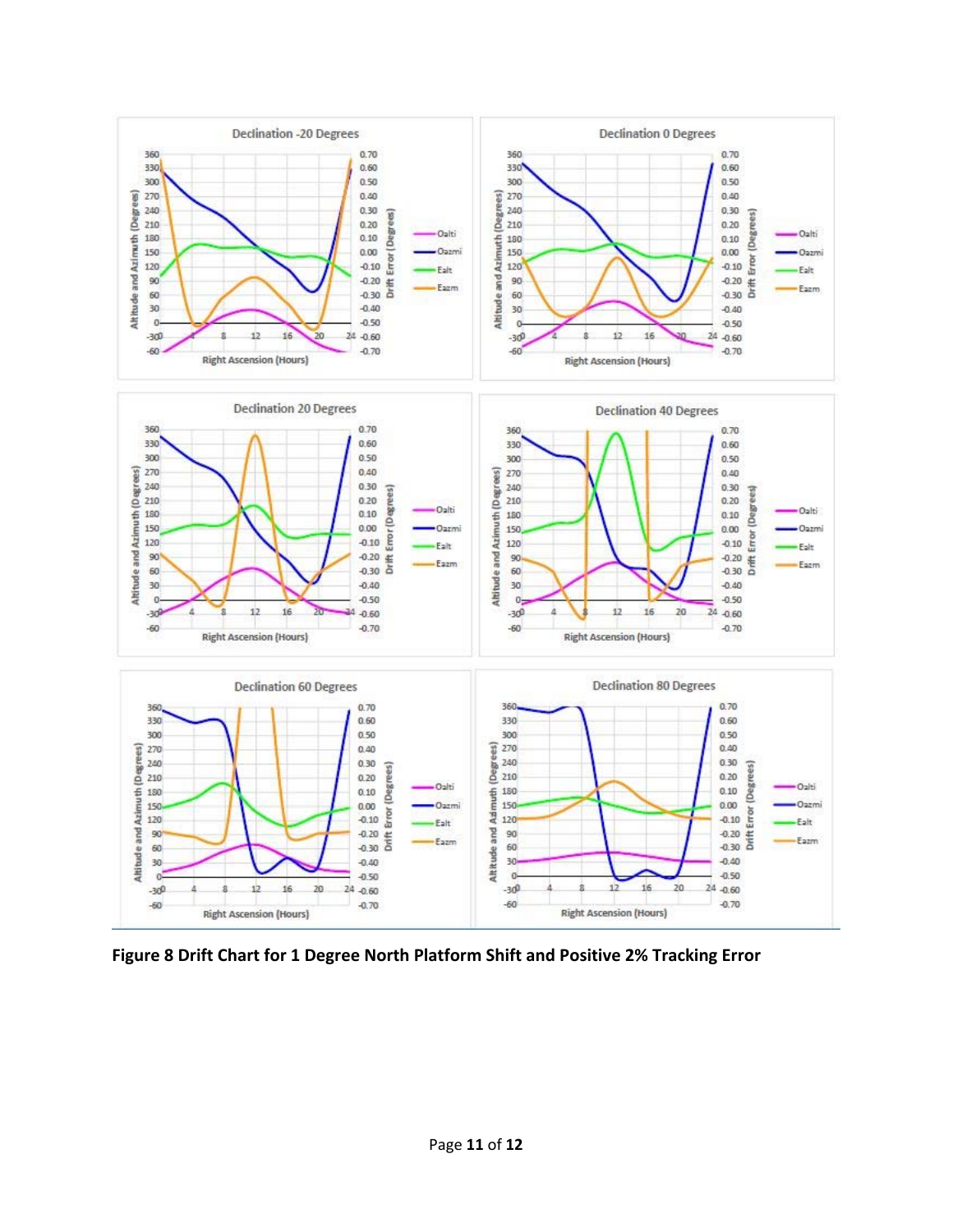**Figure 8 Drift Chart for 1 Degree North Platform Shift and Positive 2% Tracking Error**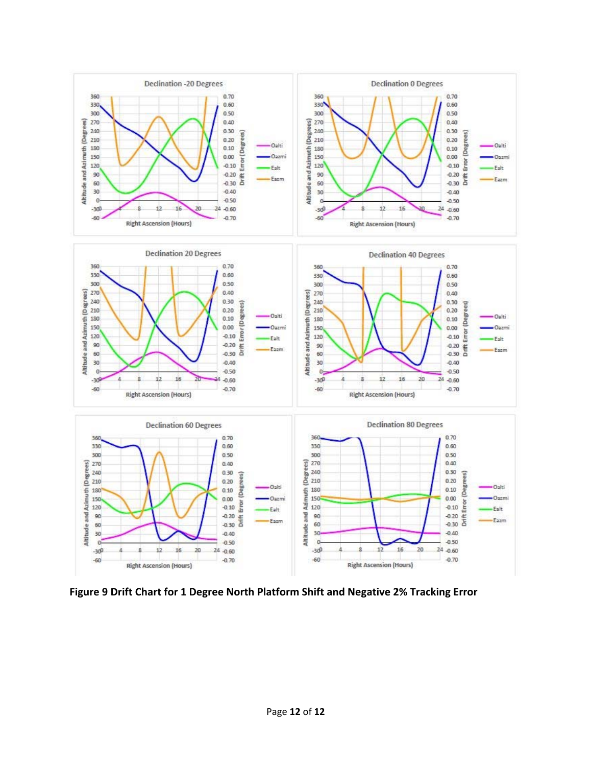Declination -20 Degrees

Altitude and Azimuth (Degrees)
360
330
300
270
240
210
180
150
120
90
60
30
0
-30
-60

Drift Error (Degrees)
0.70
0.60
0.50
0.40
0.30
0.20
0.10
0.00
-0.10
-0.20
-0.30
-0.40
-0.50
-0.60
-0.70

0 4 8 12 16 20 24

Right Ascension (Hours)

Oalti
Oazmi
Ealt
Eazm

Declination 0 Degrees

Altitude and Azimuth (Degrees)
360
330
300
270
240
210
180
150
120
90
60
30
0
-30
-60

Drift Error (Degrees)
0.70
0.60
0.50
0.40
0.30
0.20
0.10
0.00
-0.10
-0.20
-0.30
-0.40
-0.50
-0.60
-0.70

0 4 8 12 16 20 24

Right Ascension (Hours)

Oalti
Oazmi
Ealt
Eazm

Declination 20 Degrees

Altitude and Azimuth (Degrees)
360
330
300
270
240
210
180
150
120
90
60
30
0
-30
-60

Drift Error (Degrees)
0.70
0.60
0.50
0.40
0.30
0.20
0.10
0.00
-0.10
-0.20
-0.30
-0.40
-0.50
-0.60
-0.70

0 4 8 12 16 20 24

Right Ascension (Hours)

Oalti
Oazmi
Ealt
Eazm

Declination 40 Degrees

Altitude and Azimuth (Degrees)
360
330
300
270
240
210
180
150
120
90
60
30
0
-30
-60

Drift Error (Degrees)
0.70
0.60
0.50
0.40
0.30
0.20
0.10
0.00
-0.10
-0.20
-0.30
-0.40
-0.50
-0.60
-0.70

0 4 8 12 16 20 24

Right Ascension (Hours)

Oalti
Oazmi
Ealt
Eazm

Declination 60 Degrees

Altitude and Azimuth (Degrees)
360
330
300
270
240
210
180
150
120
90
60
30
0
-30
-60

Drift Error (Degrees)
0.70
0.60
0.50
0.40
0.30
0.20
0.10
0.00
-0.10
-0.20
-0.30
-0.40
-0.50
-0.60
-0.70

0 4 8 12 16 20 24

Right Ascension (Hours)

Oalti
Oazmi
Ealt
Eazm

Declination 80 Degrees

Altitude and Azimuth (Degrees)
360
330
300
270
240
210
180
150
120
90
60
30
0
-30
-60

Drift Error (Degrees)
0.70
0.60
0.50
0.40
0.30
0.20
0.10
0.00
-0.10
-0.20
-0.30
-0.40
-0.50
-0.60
-0.70

0 4 8 12 16 20 24

Right Ascension (Hours)

Oalti
Oazmi
Ealt
Eazm

**Figure 9 Drift Chart for 1 Degree North Platform Shift and Negative 2% Tracking Error**